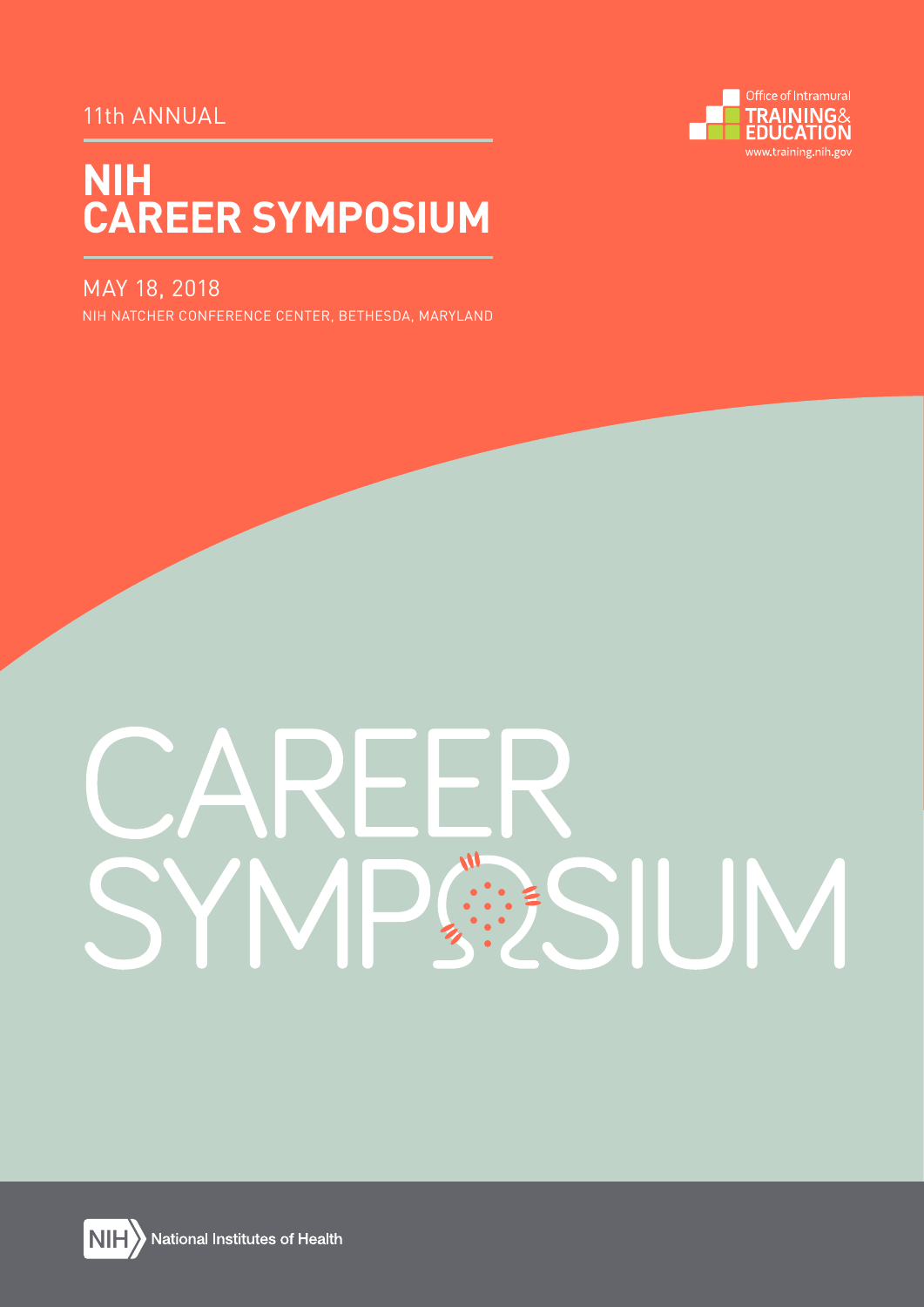11th ANNUAL

# NIH CAREER SYMPOSIUM

MAY 18, 2018

NIH NATCHER CONFERENCE CENTER, BETHESDA, MARYLAND

Office of Intramural TRAINING & EDUCATION
www.training.nih.gov

CAREER SYMPOSIUM

NIH National Institutes of Health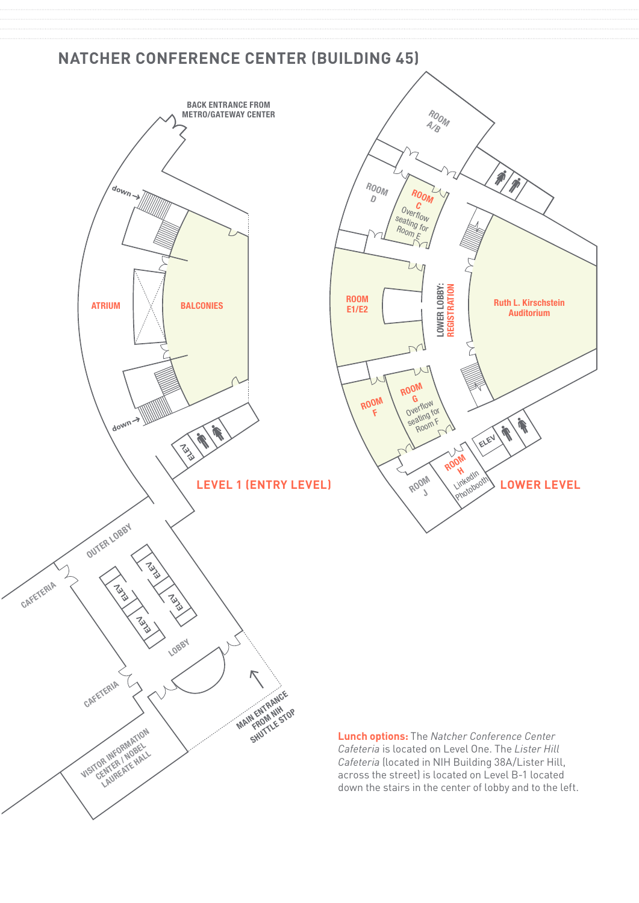# NATCHER CONFERENCE CENTER (BUILDING 45)

BACK ENTRANCE FROM METRO/GATEWAY CENTER

down

ATRIUM

BALCONIES

down

ELEV

LEVEL 1 (ENTRY LEVEL)

OUTER LOBBY

CAFETERIA

ELEV

ELEV

ELEV

ELEV

LOBBY

CAFETERIA

MAIN ENTRANCE FROM NIH SHUTTLE STOP

VISITOR INFORMATION CENTER / NOBEL LAUREATE HALL

ROOM A/B

ROOM D

ROOM C Overflow seating for Room E

ROOM E1/E2

LOWER LOBBY: REGISTRATION

Ruth L. Kirschstein Auditorium

ROOM F

ROOM G Overflow seating for Room F

ELEV

ROOM H LinkedIn Photobooth

ROOM J

LOWER LEVEL

**Lunch options:** The *Natcher Conference Center Cafeteria* is located on Level One. The *Lister Hill Cafeteria* (located in NIH Building 38A/Lister Hill, across the street) is located on Level B-1 located down the stairs in the center of lobby and to the left.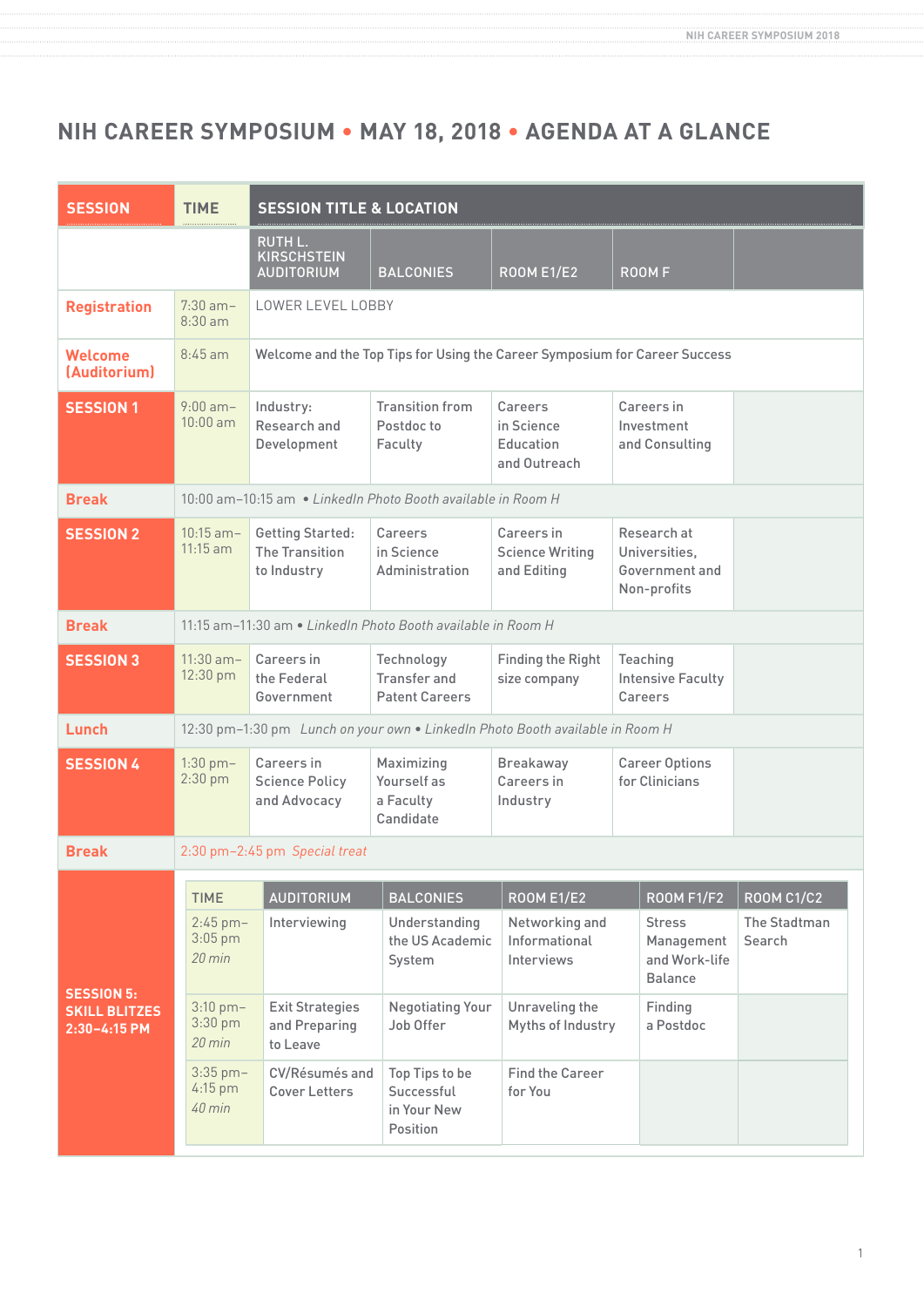# NIH CAREER SYMPOSIUM • MAY 18, 2018 • AGENDA AT A GLANCE

| SESSION | TIME | SESSION TITLE & LOCATION | | | | |
|---|---|---|---|---|---|---|
| | | RUTH L. KIRSCHSTEIN AUDITORIUM | BALCONIES | ROOM E1/E2 | ROOM F | |
| **Registration** | 7:30 am–8:30 am | LOWER LEVEL LOBBY | | | | |
| **Welcome (Auditorium)** | 8:45 am | Welcome and the Top Tips for Using the Career Symposium for Career Success | | | | |
| **SESSION 1** | 9:00 am–10:00 am | Industry: Research and Development | Transition from Postdoc to Faculty | Careers in Science Education and Outreach | Careers in Investment and Consulting | |
| **Break** | 10:00 am–10:15 am • *LinkedIn Photo Booth available in Room H* | | | | | |
| **SESSION 2** | 10:15 am–11:15 am | Getting Started: The Transition to Industry | Careers in Science Administration | Careers in Science Writing and Editing | Research at Universities, Government and Non-profits | |
| **Break** | 11:15 am–11:30 am • *LinkedIn Photo Booth available in Room H* | | | | | |
| **SESSION 3** | 11:30 am–12:30 pm | Careers in the Federal Government | Technology Transfer and Patent Careers | Finding the Right size company | Teaching Intensive Faculty Careers | |
| **Lunch** | 12:30 pm–1:30 pm *Lunch on your own • LinkedIn Photo Booth available in Room H* | | | | | |
| **SESSION 4** | 1:30 pm–2:30 pm | Careers in Science Policy and Advocacy | Maximizing Yourself as a Faculty Candidate | Breakaway Careers in Industry | Career Options for Clinicians | |
| **Break** | 2:30 pm–2:45 pm *Special treat* | | | | | |

**SESSION 5: SKILL BLITZES 2:30–4:15 PM**

| TIME | AUDITORIUM | BALCONIES | ROOM E1/E2 | ROOM F1/F2 | ROOM C1/C2 |
|---|---|---|---|---|---|
| 2:45 pm–3:05 pm *20 min* | Interviewing | Understanding the US Academic System | Networking and Informational Interviews | Stress Management and Work-life Balance | The Stadtman Search |
| 3:10 pm–3:30 pm *20 min* | Exit Strategies and Preparing to Leave | Negotiating Your Job Offer | Unraveling the Myths of Industry | Finding a Postdoc | |
| 3:35 pm–4:15 pm *40 min* | CV/Résumés and Cover Letters | Top Tips to be Successful in Your New Position | Find the Career for You | | |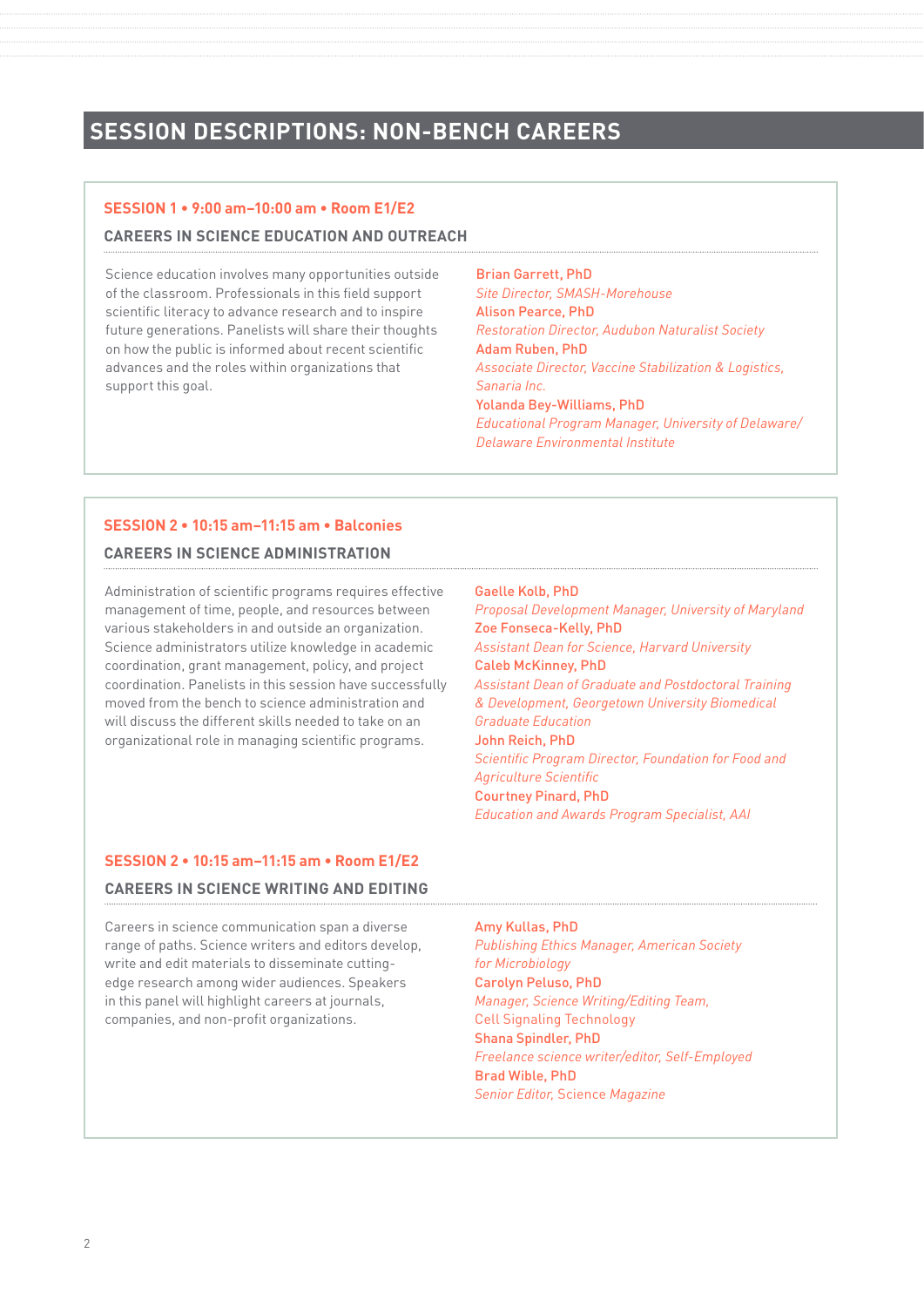# SESSION DESCRIPTIONS: NON-BENCH CAREERS

## SESSION 1 • 9:00 am–10:00 am • Room E1/E2

### CAREERS IN SCIENCE EDUCATION AND OUTREACH

Science education involves many opportunities outside of the classroom. Professionals in this field support scientific literacy to advance research and to inspire future generations. Panelists will share their thoughts on how the public is informed about recent scientific advances and the roles within organizations that support this goal.

**Brian Garrett, PhD**
*Site Director, SMASH-Morehouse*

**Alison Pearce, PhD**
*Restoration Director, Audubon Naturalist Society*

**Adam Ruben, PhD**
*Associate Director, Vaccine Stabilization & Logistics, Sanaria Inc.*

**Yolanda Bey-Williams, PhD**
*Educational Program Manager, University of Delaware/ Delaware Environmental Institute*

## SESSION 2 • 10:15 am–11:15 am • Balconies

### CAREERS IN SCIENCE ADMINISTRATION

Administration of scientific programs requires effective management of time, people, and resources between various stakeholders in and outside an organization. Science administrators utilize knowledge in academic coordination, grant management, policy, and project coordination. Panelists in this session have successfully moved from the bench to science administration and will discuss the different skills needed to take on an organizational role in managing scientific programs.

**Gaelle Kolb, PhD**
*Proposal Development Manager, University of Maryland*

**Zoe Fonseca-Kelly, PhD**
*Assistant Dean for Science, Harvard University*

**Caleb McKinney, PhD**
*Assistant Dean of Graduate and Postdoctoral Training & Development, Georgetown University Biomedical Graduate Education*

**John Reich, PhD**
*Scientific Program Director, Foundation for Food and Agriculture Scientific*

**Courtney Pinard, PhD**
*Education and Awards Program Specialist, AAI*

## SESSION 2 • 10:15 am–11:15 am • Room E1/E2

### CAREERS IN SCIENCE WRITING AND EDITING

Careers in science communication span a diverse range of paths. Science writers and editors develop, write and edit materials to disseminate cutting-edge research among wider audiences. Speakers in this panel will highlight careers at journals, companies, and non-profit organizations.

**Amy Kullas, PhD**
*Publishing Ethics Manager, American Society for Microbiology*

**Carolyn Peluso, PhD**
*Manager, Science Writing/Editing Team, Cell Signaling Technology*

**Shana Spindler, PhD**
*Freelance science writer/editor, Self-Employed*

**Brad Wible, PhD**
*Senior Editor, Science Magazine*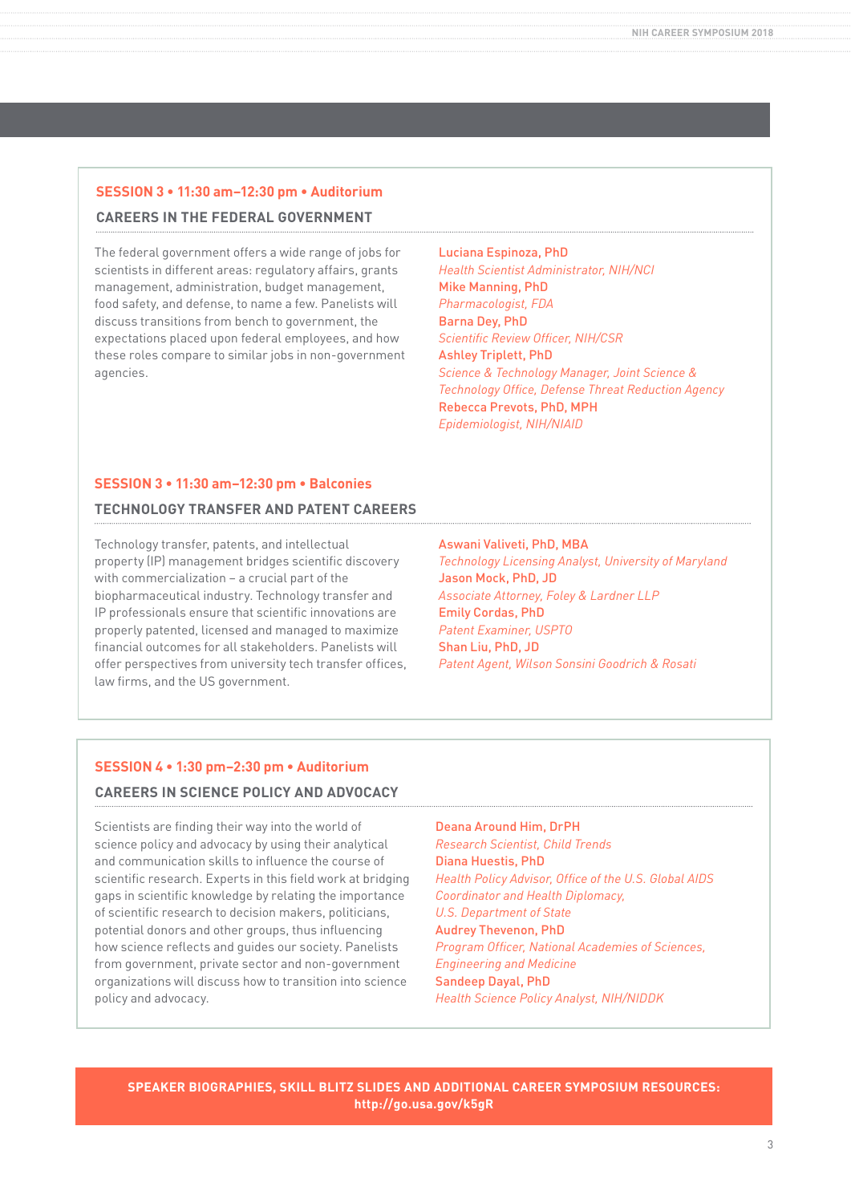## SESSION 3 • 11:30 am–12:30 pm • Auditorium

### CAREERS IN THE FEDERAL GOVERNMENT

The federal government offers a wide range of jobs for scientists in different areas: regulatory affairs, grants management, administration, budget management, food safety, and defense, to name a few. Panelists will discuss transitions from bench to government, the expectations placed upon federal employees, and how these roles compare to similar jobs in non-government agencies.

**Luciana Espinoza, PhD**
*Health Scientist Administrator, NIH/NCI*
**Mike Manning, PhD**
*Pharmacologist, FDA*
**Barna Dey, PhD**
*Scientific Review Officer, NIH/CSR*
**Ashley Triplett, PhD**
*Science & Technology Manager, Joint Science & Technology Office, Defense Threat Reduction Agency*
**Rebecca Prevots, PhD, MPH**
*Epidemiologist, NIH/NIAID*

## SESSION 3 • 11:30 am–12:30 pm • Balconies

### TECHNOLOGY TRANSFER AND PATENT CAREERS

Technology transfer, patents, and intellectual property (IP) management bridges scientific discovery with commercialization – a crucial part of the biopharmaceutical industry. Technology transfer and IP professionals ensure that scientific innovations are properly patented, licensed and managed to maximize financial outcomes for all stakeholders. Panelists will offer perspectives from university tech transfer offices, law firms, and the US government.

**Aswani Valiveti, PhD, MBA**
*Technology Licensing Analyst, University of Maryland*
**Jason Mock, PhD, JD**
*Associate Attorney, Foley & Lardner LLP*
**Emily Cordas, PhD**
*Patent Examiner, USPTO*
**Shan Liu, PhD, JD**
*Patent Agent, Wilson Sonsini Goodrich & Rosati*

## SESSION 4 • 1:30 pm–2:30 pm • Auditorium

### CAREERS IN SCIENCE POLICY AND ADVOCACY

Scientists are finding their way into the world of science policy and advocacy by using their analytical and communication skills to influence the course of scientific research. Experts in this field work at bridging gaps in scientific knowledge by relating the importance of scientific research to decision makers, politicians, potential donors and other groups, thus influencing how science reflects and guides our society. Panelists from government, private sector and non-government organizations will discuss how to transition into science policy and advocacy.

**Deana Around Him, DrPH**
*Research Scientist, Child Trends*
**Diana Huestis, PhD**
*Health Policy Advisor, Office of the U.S. Global AIDS Coordinator and Health Diplomacy, U.S. Department of State*
**Audrey Thevenon, PhD**
*Program Officer, National Academies of Sciences, Engineering and Medicine*
**Sandeep Dayal, PhD**
*Health Science Policy Analyst, NIH/NIDDK*

**SPEAKER BIOGRAPHIES, SKILL BLITZ SLIDES AND ADDITIONAL CAREER SYMPOSIUM RESOURCES: http://go.usa.gov/k5gR**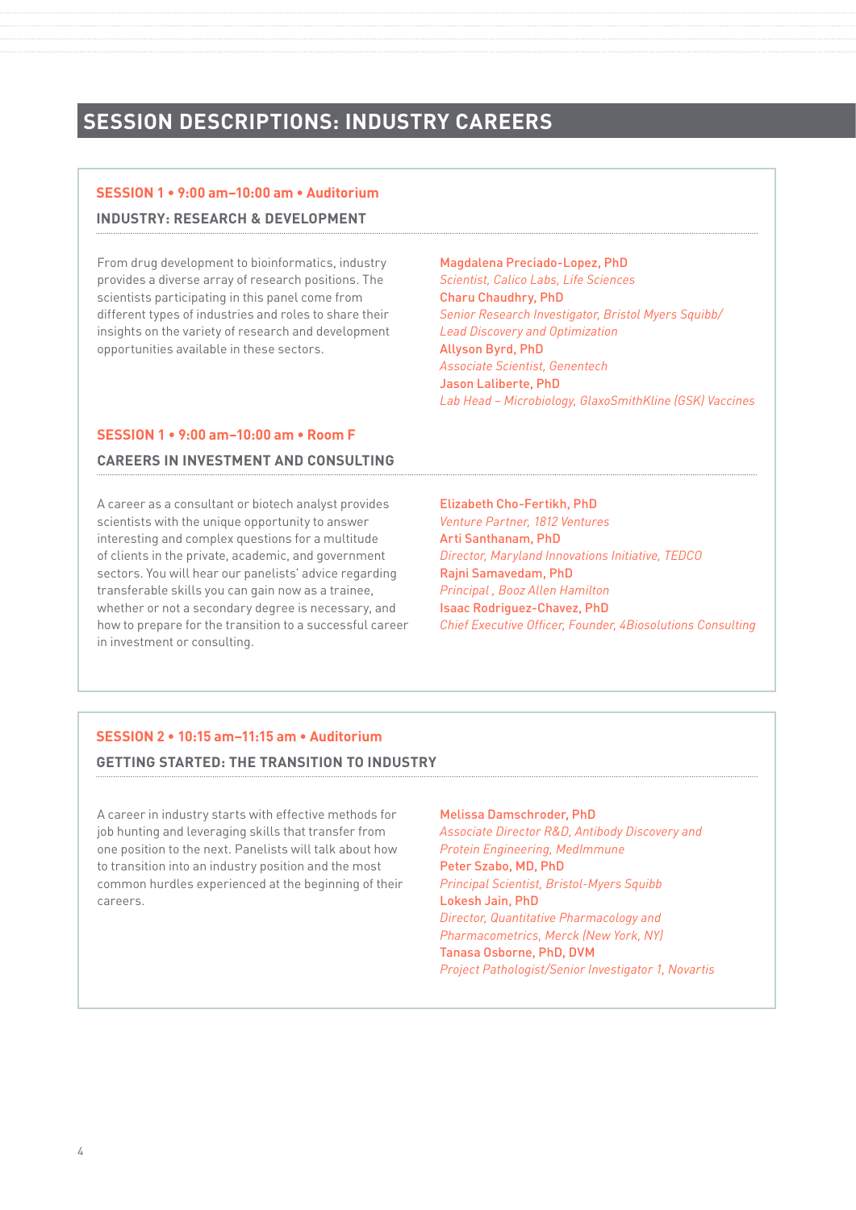# SESSION DESCRIPTIONS: INDUSTRY CAREERS

**SESSION 1 • 9:00 am–10:00 am • Auditorium**

## INDUSTRY: RESEARCH & DEVELOPMENT

From drug development to bioinformatics, industry provides a diverse array of research positions. The scientists participating in this panel come from different types of industries and roles to share their insights on the variety of research and development opportunities available in these sectors.

**Magdalena Preciado-Lopez, PhD**
*Scientist, Calico Labs, Life Sciences*
**Charu Chaudhry, PhD**
*Senior Research Investigator, Bristol Myers Squibb/ Lead Discovery and Optimization*
**Allyson Byrd, PhD**
*Associate Scientist, Genentech*
**Jason Laliberte, PhD**
*Lab Head – Microbiology, GlaxoSmithKline (GSK) Vaccines*

**SESSION 1 • 9:00 am–10:00 am • Room F**

## CAREERS IN INVESTMENT AND CONSULTING

A career as a consultant or biotech analyst provides scientists with the unique opportunity to answer interesting and complex questions for a multitude of clients in the private, academic, and government sectors. You will hear our panelists' advice regarding transferable skills you can gain now as a trainee, whether or not a secondary degree is necessary, and how to prepare for the transition to a successful career in investment or consulting.

**Elizabeth Cho-Fertikh, PhD**
*Venture Partner, 1812 Ventures*
**Arti Santhanam, PhD**
*Director, Maryland Innovations Initiative, TEDCO*
**Rajni Samavedam, PhD**
*Principal , Booz Allen Hamilton*
**Isaac Rodriguez-Chavez, PhD**
*Chief Executive Officer, Founder, 4Biosolutions Consulting*

**SESSION 2 • 10:15 am–11:15 am • Auditorium**

## GETTING STARTED: THE TRANSITION TO INDUSTRY

A career in industry starts with effective methods for job hunting and leveraging skills that transfer from one position to the next. Panelists will talk about how to transition into an industry position and the most common hurdles experienced at the beginning of their careers.

**Melissa Damschroder, PhD**
*Associate Director R&D, Antibody Discovery and Protein Engineering, MedImmune*
**Peter Szabo, MD, PhD**
*Principal Scientist, Bristol-Myers Squibb*
**Lokesh Jain, PhD**
*Director, Quantitative Pharmacology and Pharmacometrics, Merck (New York, NY)*
**Tanasa Osborne, PhD, DVM**
*Project Pathologist/Senior Investigator 1, Novartis*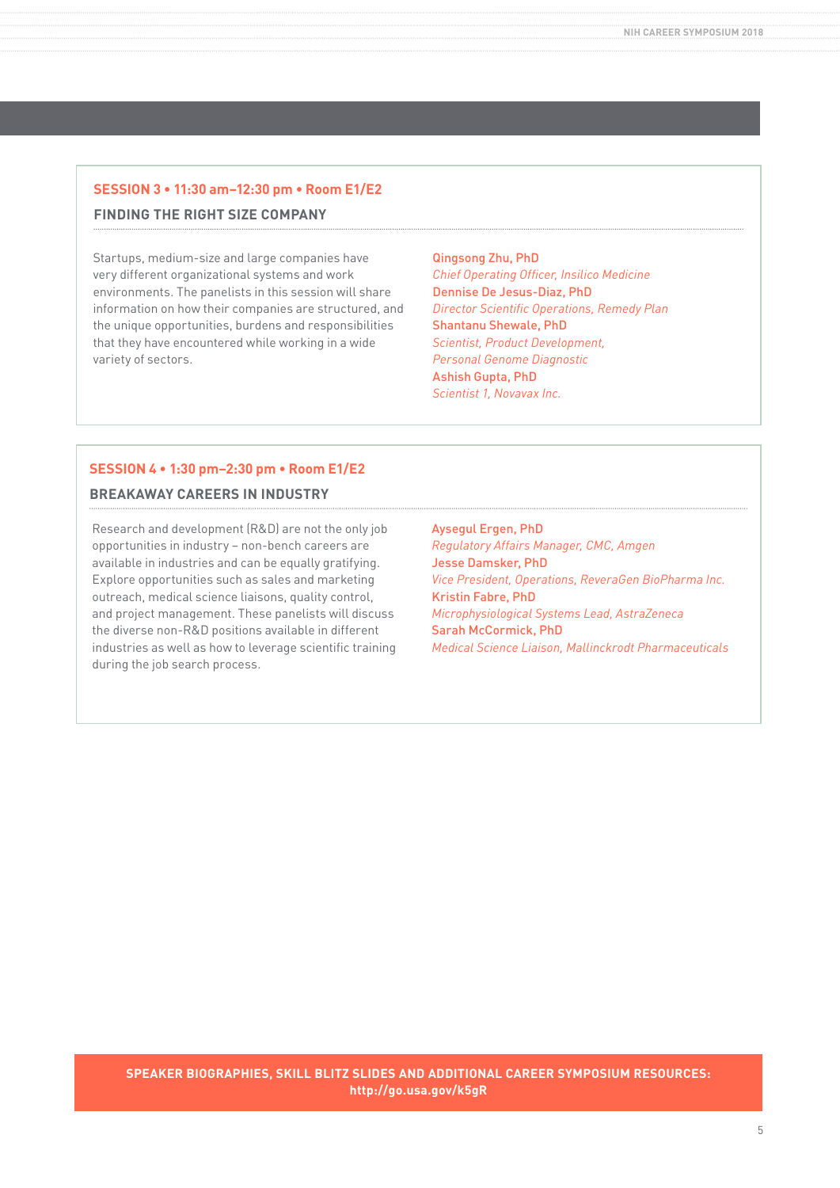## SESSION 3 • 11:30 am–12:30 pm • Room E1/E2

### FINDING THE RIGHT SIZE COMPANY

Startups, medium-size and large companies have very different organizational systems and work environments. The panelists in this session will share information on how their companies are structured, and the unique opportunities, burdens and responsibilities that they have encountered while working in a wide variety of sectors.

**Qingsong Zhu, PhD**
*Chief Operating Officer, Insilico Medicine*

**Dennise De Jesus-Diaz, PhD**
*Director Scientific Operations, Remedy Plan*

**Shantanu Shewale, PhD**
*Scientist, Product Development, Personal Genome Diagnostic*

**Ashish Gupta, PhD**
*Scientist 1, Novavax Inc.*

## SESSION 4 • 1:30 pm–2:30 pm • Room E1/E2

### BREAKAWAY CAREERS IN INDUSTRY

Research and development (R&D) are not the only job opportunities in industry – non-bench careers are available in industries and can be equally gratifying. Explore opportunities such as sales and marketing outreach, medical science liaisons, quality control, and project management. These panelists will discuss the diverse non-R&D positions available in different industries as well as how to leverage scientific training during the job search process.

**Aysegul Ergen, PhD**
*Regulatory Affairs Manager, CMC, Amgen*

**Jesse Damsker, PhD**
*Vice President, Operations, ReveraGen BioPharma Inc.*

**Kristin Fabre, PhD**
*Microphysiological Systems Lead, AstraZeneca*

**Sarah McCormick, PhD**
*Medical Science Liaison, Mallinckrodt Pharmaceuticals*

**SPEAKER BIOGRAPHIES, SKILL BLITZ SLIDES AND ADDITIONAL CAREER SYMPOSIUM RESOURCES: http://go.usa.gov/k5gR**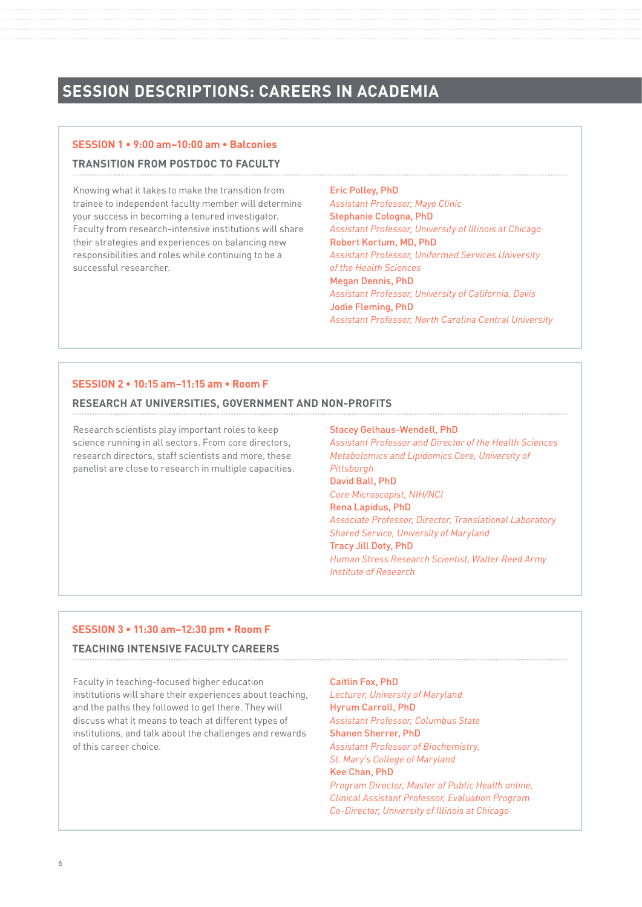# SESSION DESCRIPTIONS: CAREERS IN ACADEMIA

## SESSION 1 • 9:00 am–10:00 am • Balconies

### TRANSITION FROM POSTDOC TO FACULTY

Knowing what it takes to make the transition from trainee to independent faculty member will determine your success in becoming a tenured investigator. Faculty from research-intensive institutions will share their strategies and experiences on balancing new responsibilities and roles while continuing to be a successful researcher.

**Eric Polley, PhD**
*Assistant Professor, Mayo Clinic*
**Stephanie Cologna, PhD**
*Assistant Professor, University of Illinois at Chicago*
**Robert Kortum, MD, PhD**
*Assistant Professor, Uniformed Services University of the Health Sciences*
**Megan Dennis, PhD**
*Assistant Professor, University of California, Davis*
**Jodie Fleming, PhD**
*Assistant Professor, North Carolina Central University*

## SESSION 2 • 10:15 am–11:15 am • Room F

### RESEARCH AT UNIVERSITIES, GOVERNMENT AND NON-PROFITS

Research scientists play important roles to keep science running in all sectors. From core directors, research directors, staff scientists and more, these panelist are close to research in multiple capacities.

**Stacey Gelhaus-Wendell, PhD**
*Assistant Professor and Director of the Health Sciences Metabolomics and Lipidomics Core, University of Pittsburgh*
**David Ball, PhD**
*Core Microscopist, NIH/NCI*
**Rena Lapidus, PhD**
*Associate Professor, Director, Translational Laboratory Shared Service, University of Maryland*
**Tracy Jill Doty, PhD**
*Human Stress Research Scientist, Walter Reed Army Institute of Research*

## SESSION 3 • 11:30 am–12:30 pm • Room F

### TEACHING INTENSIVE FACULTY CAREERS

Faculty in teaching-focused higher education institutions will share their experiences about teaching, and the paths they followed to get there. They will discuss what it means to teach at different types of institutions, and talk about the challenges and rewards of this career choice.

**Caitlin Fox, PhD**
*Lecturer, University of Maryland*
**Hyrum Carroll, PhD**
*Assistant Professor, Columbus State*
**Shanen Sherrer, PhD**
*Assistant Professor of Biochemistry, St. Mary's College of Maryland*
**Kee Chan, PhD**
*Program Director, Master of Public Health online, Clinical Assistant Professor, Evaluation Program Co-Director, University of Illinois at Chicago*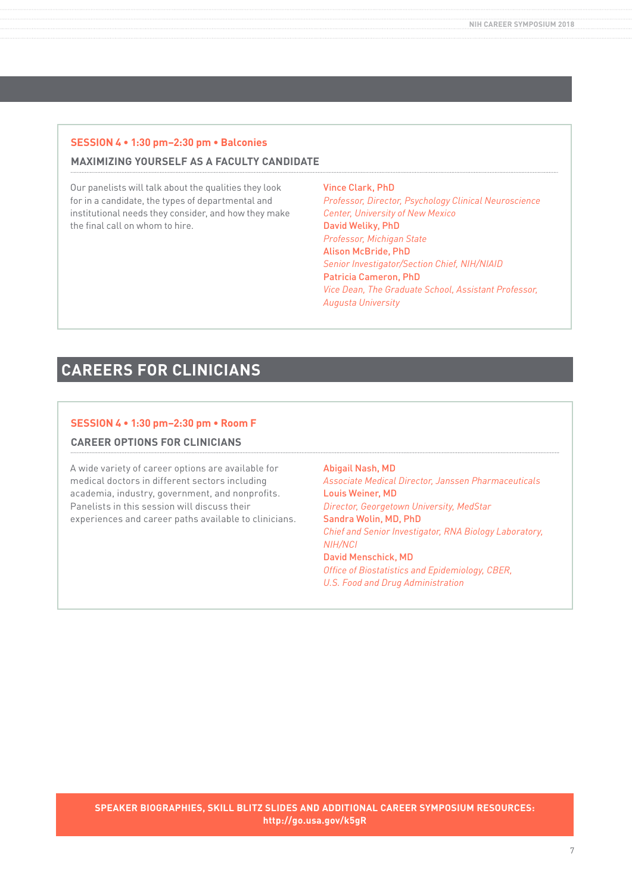### SESSION 4 • 1:30 pm–2:30 pm • Balconies

**MAXIMIZING YOURSELF AS A FACULTY CANDIDATE**

Our panelists will talk about the qualities they look for in a candidate, the types of departmental and institutional needs they consider, and how they make the final call on whom to hire.

**Vince Clark, PhD**
*Professor, Director, Psychology Clinical Neuroscience Center, University of New Mexico*

**David Weliky, PhD**
*Professor, Michigan State*

**Alison McBride, PhD**
*Senior Investigator/Section Chief, NIH/NIAID*

**Patricia Cameron, PhD**
*Vice Dean, The Graduate School, Assistant Professor, Augusta University*

## CAREERS FOR CLINICIANS

### SESSION 4 • 1:30 pm–2:30 pm • Room F

**CAREER OPTIONS FOR CLINICIANS**

A wide variety of career options are available for medical doctors in different sectors including academia, industry, government, and nonprofits. Panelists in this session will discuss their experiences and career paths available to clinicians.

**Abigail Nash, MD**
*Associate Medical Director, Janssen Pharmaceuticals*

**Louis Weiner, MD**
*Director, Georgetown University, MedStar*

**Sandra Wolin, MD, PhD**
*Chief and Senior Investigator, RNA Biology Laboratory, NIH/NCI*

**David Menschick, MD**
*Office of Biostatistics and Epidemiology, CBER, U.S. Food and Drug Administration*

**SPEAKER BIOGRAPHIES, SKILL BLITZ SLIDES AND ADDITIONAL CAREER SYMPOSIUM RESOURCES:**
**http://go.usa.gov/k5gR**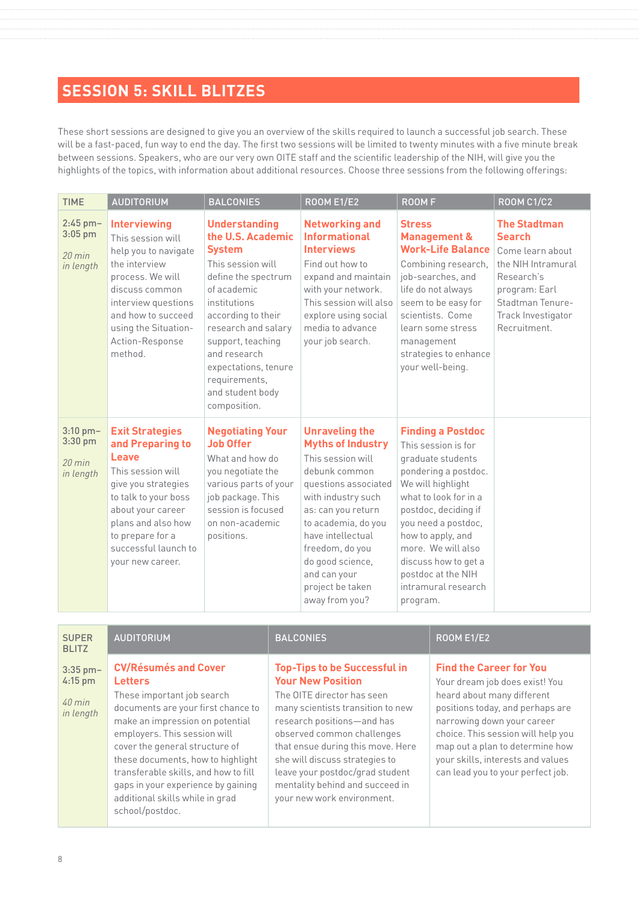## SESSION 5: SKILL BLITZES

These short sessions are designed to give you an overview of the skills required to launch a successful job search. These will be a fast-paced, fun way to end the day. The first two sessions will be limited to twenty minutes with a five minute break between sessions. Speakers, who are our very own OITE staff and the scientific leadership of the NIH, will give you the highlights of the topics, with information about additional resources. Choose three sessions from the following offerings:

| TIME | AUDITORIUM | BALCONIES | ROOM E1/E2 | ROOM F | ROOM C1/C2 |
|---|---|---|---|---|---|
| 2:45 pm–3:05 pm<br>*20 min in length* | **Interviewing**<br>This session will help you to navigate the interview process. We will discuss common interview questions and how to succeed using the Situation-Action-Response method. | **Understanding the U.S. Academic System**<br>This session will define the spectrum of academic institutions according to their research and salary support, teaching and research expectations, tenure requirements, and student body composition. | **Networking and Informational Interviews**<br>Find out how to expand and maintain your network. This session will also explore using social media to advance your job search. | **Stress Management & Work-Life Balance**<br>Combining research, job-searches, and life do not always seem to be easy for scientists. Come learn some stress management strategies to enhance your well-being. | **The Stadtman Search**<br>Come learn about the NIH Intramural Research's program: Earl Stadtman Tenure-Track Investigator Recruitment. |
| 3:10 pm–3:30 pm<br>*20 min in length* | **Exit Strategies and Preparing to Leave**<br>This session will give you strategies to talk to your boss about your career plans and also how to prepare for a successful launch to your new career. | **Negotiating Your Job Offer**<br>What and how do you negotiate the various parts of your job package. This session is focused on non-academic positions. | **Unraveling the Myths of Industry**<br>This session will debunk common questions associated with industry such as: can you return to academia, do you have intellectual freedom, do you do good science, and can your project be taken away from you? | **Finding a Postdoc**<br>This session is for graduate students pondering a postdoc. We will highlight what to look for in a postdoc, deciding if you need a postdoc, how to apply, and more. We will also discuss how to get a postdoc at the NIH intramural research program. | |

| SUPER BLITZ | AUDITORIUM | BALCONIES | ROOM E1/E2 |
|---|---|---|---|
| 3:35 pm–4:15 pm<br>*40 min in length* | **CV/Résumés and Cover Letters**<br>These important job search documents are your first chance to make an impression on potential employers. This session will cover the general structure of these documents, how to highlight transferable skills, and how to fill gaps in your experience by gaining additional skills while in grad school/postdoc. | **Top-Tips to be Successful in Your New Position**<br>The OITE director has seen many scientists transition to new research positions—and has observed common challenges that ensue during this move. Here she will discuss strategies to leave your postdoc/grad student mentality behind and succeed in your new work environment. | **Find the Career for You**<br>Your dream job does exist! You heard about many different positions today, and perhaps are narrowing down your career choice. This session will help you map out a plan to determine how your skills, interests and values can lead you to your perfect job. |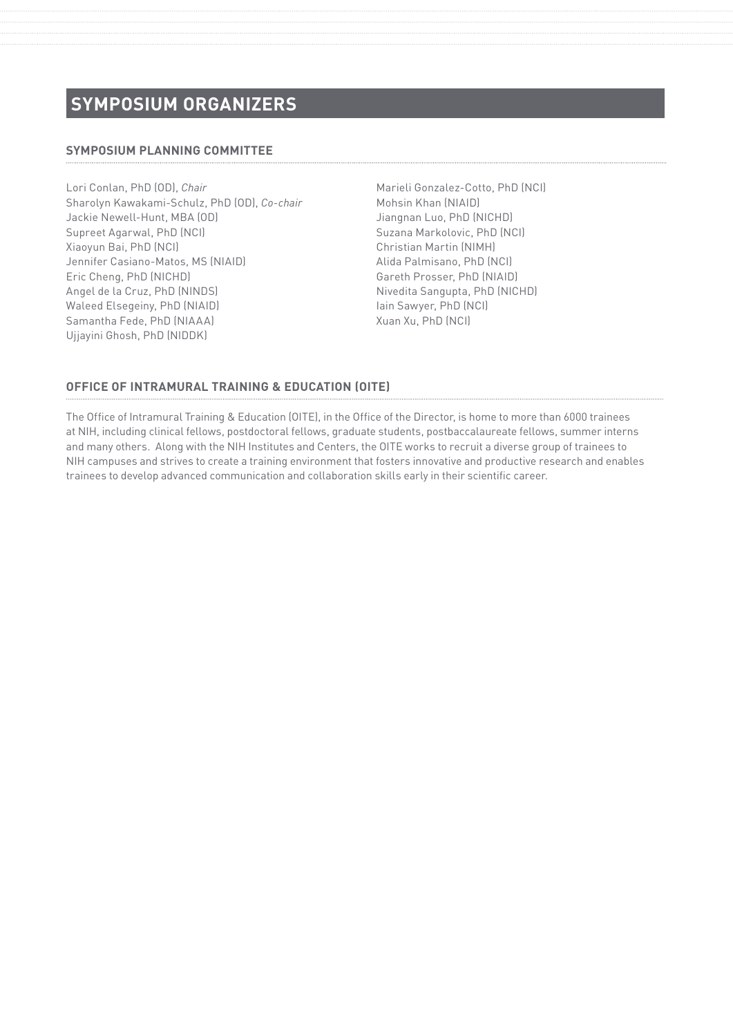# SYMPOSIUM ORGANIZERS

## SYMPOSIUM PLANNING COMMITTEE

Lori Conlan, PhD (OD), *Chair*
Sharolyn Kawakami-Schulz, PhD (OD), *Co-chair*
Jackie Newell-Hunt, MBA (OD)
Supreet Agarwal, PhD (NCI)
Xiaoyun Bai, PhD (NCI)
Jennifer Casiano-Matos, MS (NIAID)
Eric Cheng, PhD (NICHD)
Angel de la Cruz, PhD (NINDS)
Waleed Elsegeiny, PhD (NIAID)
Samantha Fede, PhD (NIAAA)
Ujjayini Ghosh, PhD (NIDDK)
Marieli Gonzalez-Cotto, PhD (NCI)
Mohsin Khan (NIAID)
Jiangnan Luo, PhD (NICHD)
Suzana Markolovic, PhD (NCI)
Christian Martin (NIMH)
Alida Palmisano, PhD (NCI)
Gareth Prosser, PhD (NIAID)
Nivedita Sangupta, PhD (NICHD)
Iain Sawyer, PhD (NCI)
Xuan Xu, PhD (NCI)

## OFFICE OF INTRAMURAL TRAINING & EDUCATION (OITE)

The Office of Intramural Training & Education (OITE), in the Office of the Director, is home to more than 6000 trainees at NIH, including clinical fellows, postdoctoral fellows, graduate students, postbaccalaureate fellows, summer interns and many others. Along with the NIH Institutes and Centers, the OITE works to recruit a diverse group of trainees to NIH campuses and strives to create a training environment that fosters innovative and productive research and enables trainees to develop advanced communication and collaboration skills early in their scientific career.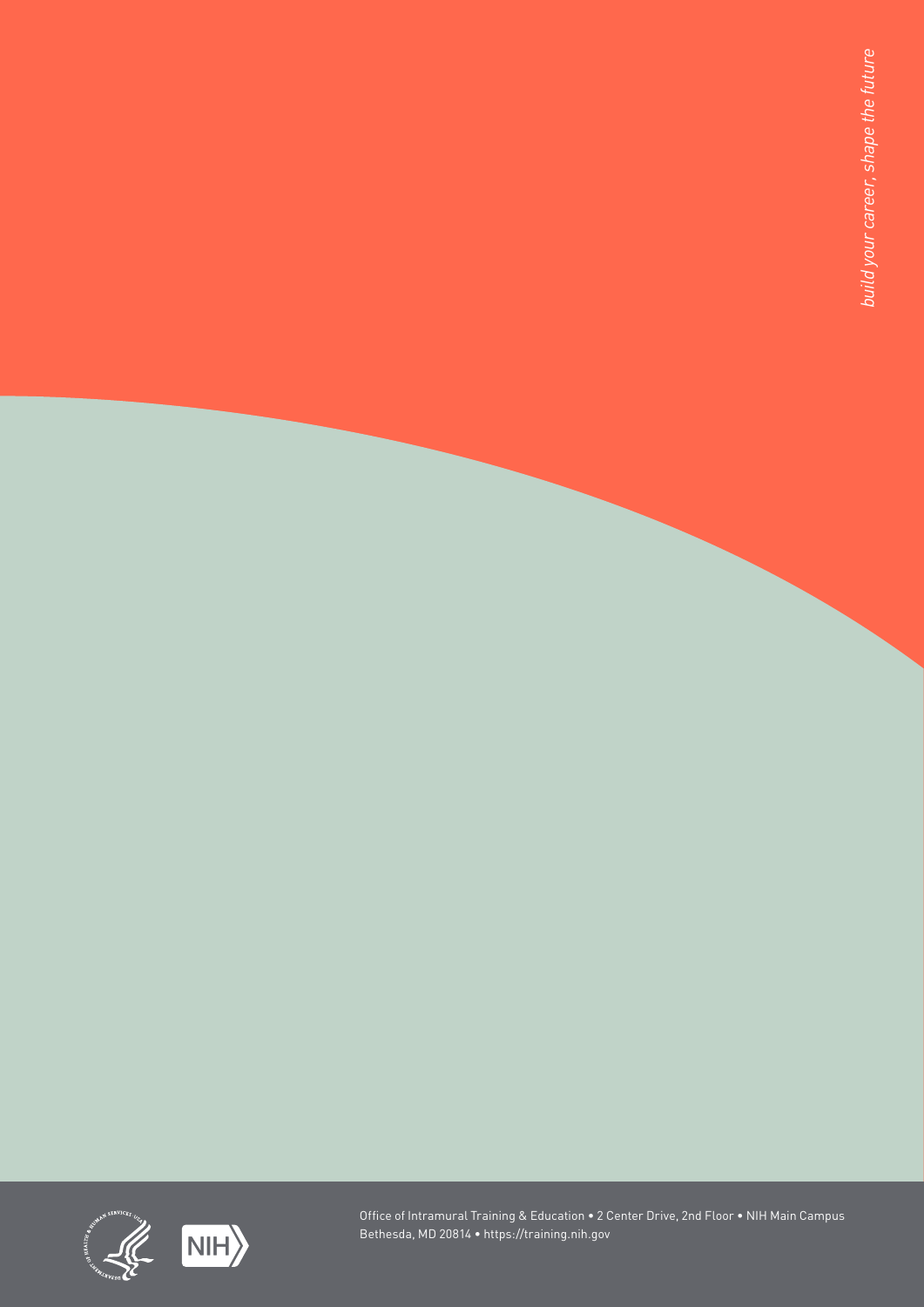*build your career, shape the future*

Office of Intramural Training & Education • 2 Center Drive, 2nd Floor • NIH Main Campus
Bethesda, MD 20814 • https://training.nih.gov